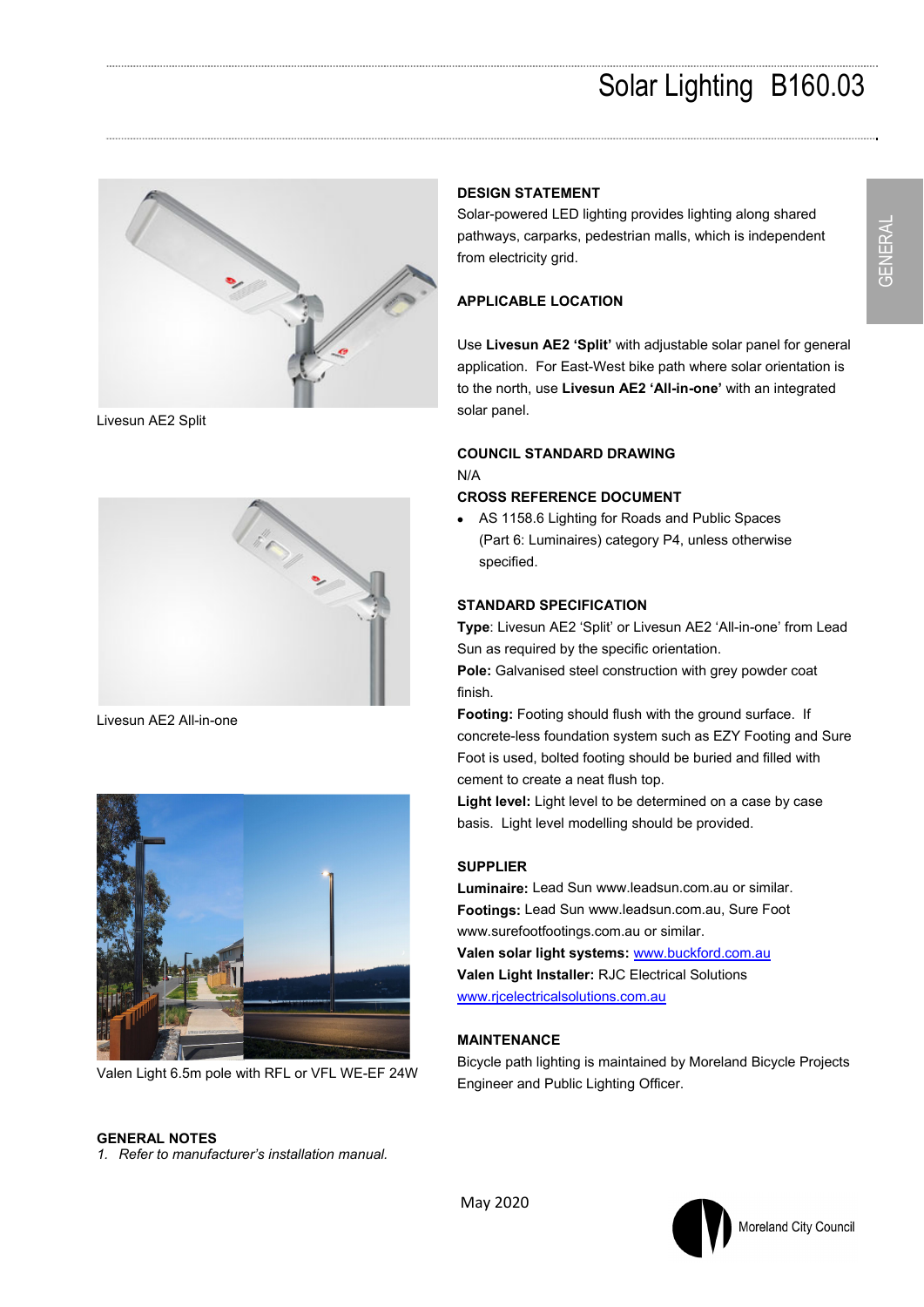# Solar Lighting B160.03

GENERAL

Livesun AE2 Split

Livesun AE2 All-in-one

Valen Light 6.5m pole with RFL or VFL WE-EF 24W

## DESIGN STATEMENT

Solar-powered LED lighting provides lighting along shared pathways, carparks, pedestrian malls, which is independent from electricity grid.

## APPLICABLE LOCATION

Use **Livesun AE2 'Split'** with adjustable solar panel for general application. For East-West bike path where solar orientation is to the north, use **Livesun AE2 'All-in-one'** with an integrated solar panel.

## COUNCIL STANDARD DRAWING

N/A

## CROSS REFERENCE DOCUMENT

- AS 1158.6 Lighting for Roads and Public Spaces (Part 6: Luminaires) category P4, unless otherwise specified.

## STANDARD SPECIFICATION

**Type**: Livesun AE2 'Split' or Livesun AE2 'All-in-one' from Lead Sun as required by the specific orientation.

**Pole:** Galvanised steel construction with grey powder coat finish.

**Footing:** Footing should flush with the ground surface. If concrete-less foundation system such as EZY Footing and Sure Foot is used, bolted footing should be buried and filled with cement to create a neat flush top.

**Light level:** Light level to be determined on a case by case basis. Light level modelling should be provided.

## SUPPLIER

**Luminaire:** Lead Sun www.leadsun.com.au or similar.

**Footings:** Lead Sun www.leadsun.com.au, Sure Foot www.surefootfootings.com.au or similar.

**Valen solar light systems:** www.buckford.com.au

**Valen Light Installer:** RJC Electrical Solutions www.rjcelectricalsolutions.com.au

## MAINTENANCE

Bicycle path lighting is maintained by Moreland Bicycle Projects Engineer and Public Lighting Officer.

## GENERAL NOTES

1. *Refer to manufacturer's installation manual.*

May 2020

Moreland City Council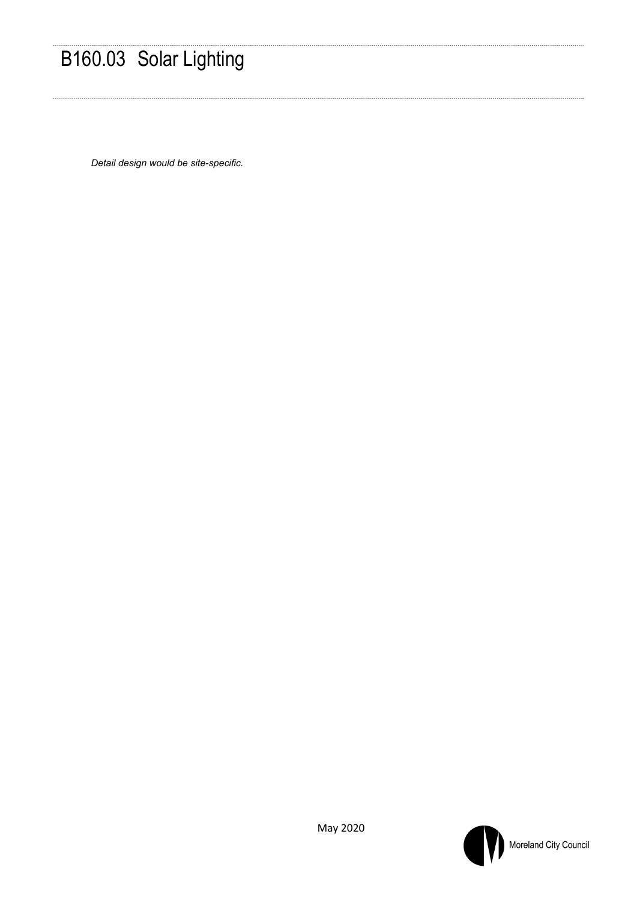# B160.03 Solar Lighting

*Detail design would be site-specific.*